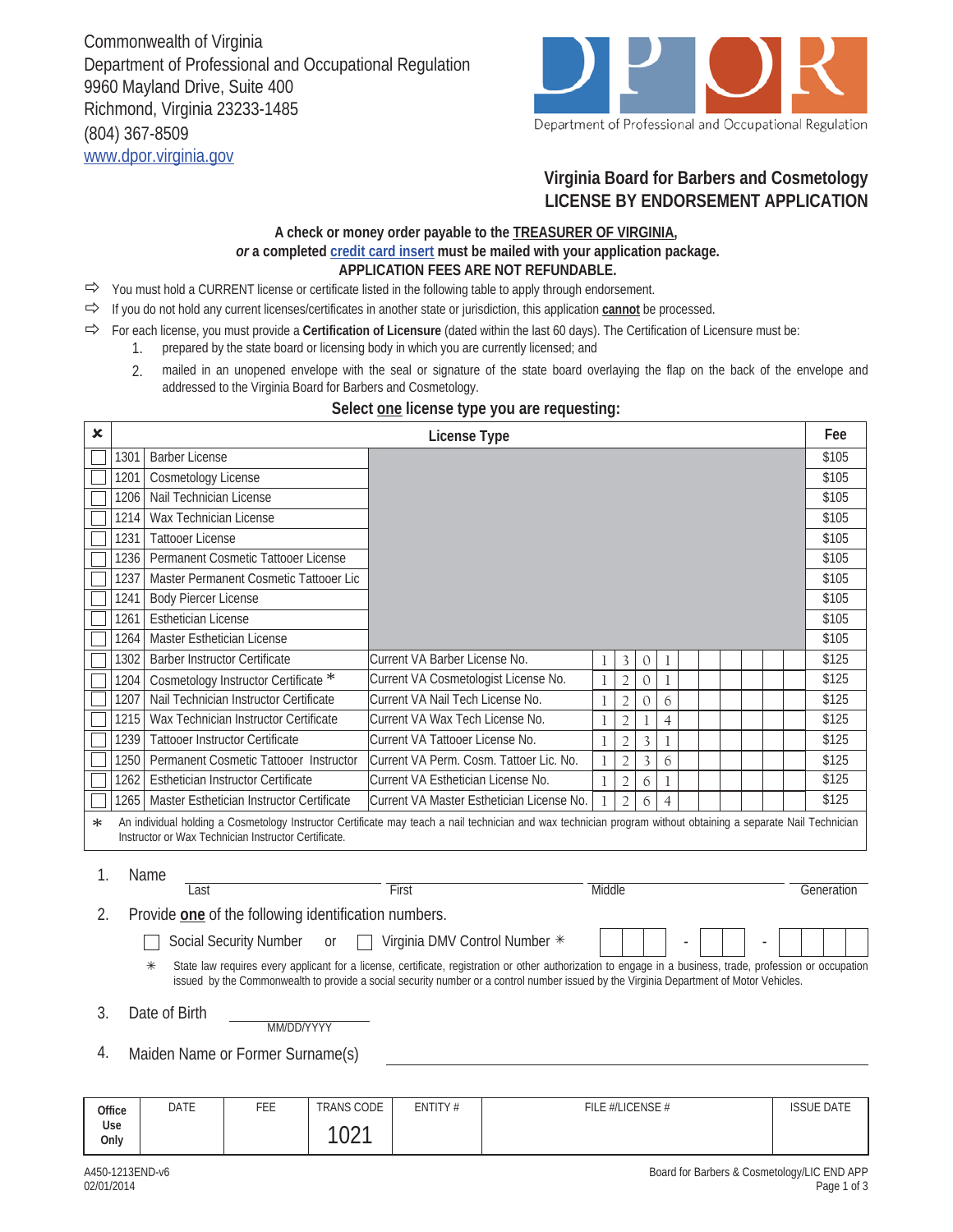Commonwealth of Virginia
Department of Professional and Occupational Regulation
9960 Mayland Drive, Suite 400
Richmond, Virginia 23233-1485
(804) 367-8509
www.dpor.virginia.gov

Department of Professional and Occupational Regulation

## Virginia Board for Barbers and Cosmetology
## LICENSE BY ENDORSEMENT APPLICATION

**A check or money order payable to the TREASURER OF VIRGINIA,**
***or* a completed credit card insert must be mailed with your application package.**
**APPLICATION FEES ARE NOT REFUNDABLE.**

- ⇨ You must hold a CURRENT license or certificate listed in the following table to apply through endorsement.
- ⇨ If you do not hold any current licenses/certificates in another state or jurisdiction, this application **cannot** be processed.
- ⇨ For each license, you must provide a **Certification of Licensure** (dated within the last 60 days). The Certification of Licensure must be:
  1. prepared by the state board or licensing body in which you are currently licensed; and
  2. mailed in an unopened envelope with the seal or signature of the state board overlaying the flap on the back of the envelope and addressed to the Virginia Board for Barbers and Cosmetology.

### Select one license type you are requesting:

| ✘ | | License Type | | | Fee |
|---|---|---|---|---|---|
| ☐ | 1301 | Barber License | | | $105 |
| ☐ | 1201 | Cosmetology License | | | $105 |
| ☐ | 1206 | Nail Technician License | | | $105 |
| ☐ | 1214 | Wax Technician License | | | $105 |
| ☐ | 1231 | Tattooer License | | | $105 |
| ☐ | 1236 | Permanent Cosmetic Tattooer License | | | $105 |
| ☐ | 1237 | Master Permanent Cosmetic Tattooer Lic | | | $105 |
| ☐ | 1241 | Body Piercer License | | | $105 |
| ☐ | 1261 | Esthetician License | | | $105 |
| ☐ | 1264 | Master Esthetician License | | | $105 |
| ☐ | 1302 | Barber Instructor Certificate | Current VA Barber License No. | 1301 | $125 |
| ☐ | 1204 | Cosmetology Instructor Certificate * | Current VA Cosmetologist License No. | 1201 | $125 |
| ☐ | 1207 | Nail Technician Instructor Certificate | Current VA Nail Tech License No. | 1206 | $125 |
| ☐ | 1215 | Wax Technician Instructor Certificate | Current VA Wax Tech License No. | 1214 | $125 |
| ☐ | 1239 | Tattooer Instructor Certificate | Current VA Tattooer License No. | 1231 | $125 |
| ☐ | 1250 | Permanent Cosmetic Tattooer Instructor | Current VA Perm. Cosm. Tattoer Lic. No. | 1236 | $125 |
| ☐ | 1262 | Esthetician Instructor Certificate | Current VA Esthetician License No. | 1261 | $125 |
| ☐ | 1265 | Master Esthetician Instructor Certificate | Current VA Master Esthetician License No. | 1264 | $125 |

\* An individual holding a Cosmetology Instructor Certificate may teach a nail technician and wax technician program without obtaining a separate Nail Technician Instructor or Wax Technician Instructor Certificate.

1. Name ______________ ______________ ______________ ______________
   Last First Middle Generation

2. Provide **one** of the following identification numbers.

   ☐ Social Security Number or ☐ Virginia DMV Control Number * ___ - __ - ____

   * State law requires every applicant for a license, certificate, registration or other authorization to engage in a business, trade, profession or occupation issued by the Commonwealth to provide a social security number or a control number issued by the Virginia Department of Motor Vehicles.

3. Date of Birth ______________
   MM/DD/YYYY

4. Maiden Name or Former Surname(s) ______________

| Office Use Only | DATE | FEE | TRANS CODE | ENTITY # | FILE #/LICENSE # | ISSUE DATE |
|---|---|---|---|---|---|---|
| | | | 1021 | | | |

A450-1213END-v6
02/01/2014

Board for Barbers & Cosmetology/LIC END APP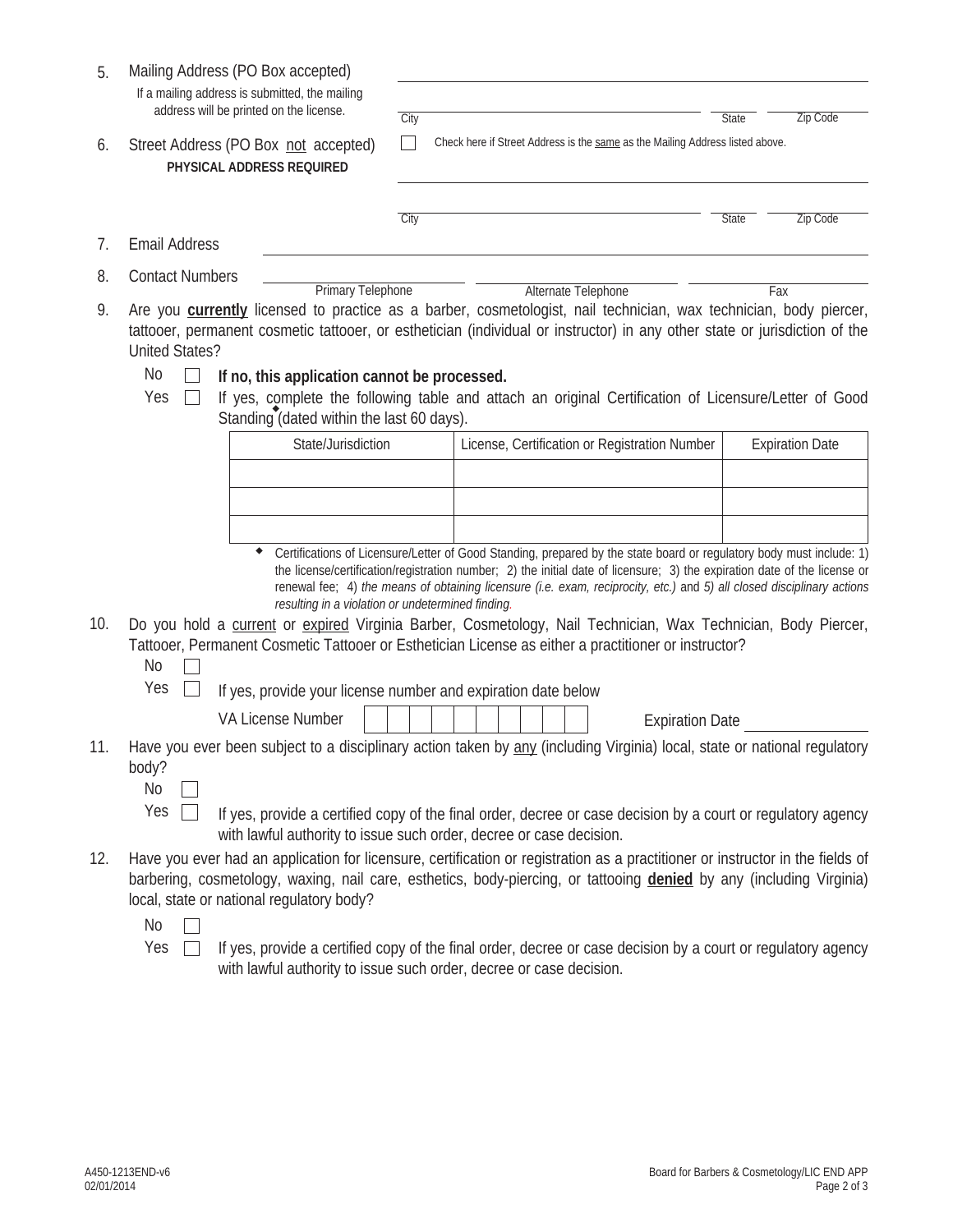5. Mailing Address (PO Box accepted)
   If a mailing address is submitted, the mailing address will be printed on the license.

   ______________________________________________

   City ______________________ State ______ Zip Code ______

6. Street Address (PO Box not accepted)
   **PHYSICAL ADDRESS REQUIRED**

   ☐ Check here if Street Address is the same as the Mailing Address listed above.

   ______________________________________________

   City ______________________ State ______ Zip Code ______

7. Email Address ______________________________________________

8. Contact Numbers

   Primary Telephone ______________ Alternate Telephone ______________ Fax ______________

9. Are you **currently** licensed to practice as a barber, cosmetologist, nail technician, wax technician, body piercer, tattooer, permanent cosmetic tattooer, or esthetician (individual or instructor) in any other state or jurisdiction of the United States?

   No ☐ **If no, this application cannot be processed.**

   Yes ☐ If yes, complete the following table and attach an original Certification of Licensure/Letter of Good Standing◆ (dated within the last 60 days).

| State/Jurisdiction | License, Certification or Registration Number | Expiration Date |
|---|---|---|
| | | |
| | | |
| | | |

◆ Certifications of Licensure/Letter of Good Standing, prepared by the state board or regulatory body must include: 1) the license/certification/registration number; 2) the initial date of licensure; 3) the expiration date of the license or renewal fee; 4) *the means of obtaining licensure (i.e. exam, reciprocity, etc.)* and *5) all closed disciplinary actions resulting in a violation or undetermined finding.*

10. Do you hold a current or expired Virginia Barber, Cosmetology, Nail Technician, Wax Technician, Body Piercer, Tattooer, Permanent Cosmetic Tattooer or Esthetician License as either a practitioner or instructor?

    No ☐

    Yes ☐ If yes, provide your license number and expiration date below

    VA License Number ☐☐☐☐☐☐☐☐☐☐ Expiration Date ______________

11. Have you ever been subject to a disciplinary action taken by any (including Virginia) local, state or national regulatory body?

    No ☐

    Yes ☐ If yes, provide a certified copy of the final order, decree or case decision by a court or regulatory agency with lawful authority to issue such order, decree or case decision.

12. Have you ever had an application for licensure, certification or registration as a practitioner or instructor in the fields of barbering, cosmetology, waxing, nail care, esthetics, body-piercing, or tattooing **denied** by any (including Virginia) local, state or national regulatory body?

    No ☐

    Yes ☐ If yes, provide a certified copy of the final order, decree or case decision by a court or regulatory agency with lawful authority to issue such order, decree or case decision.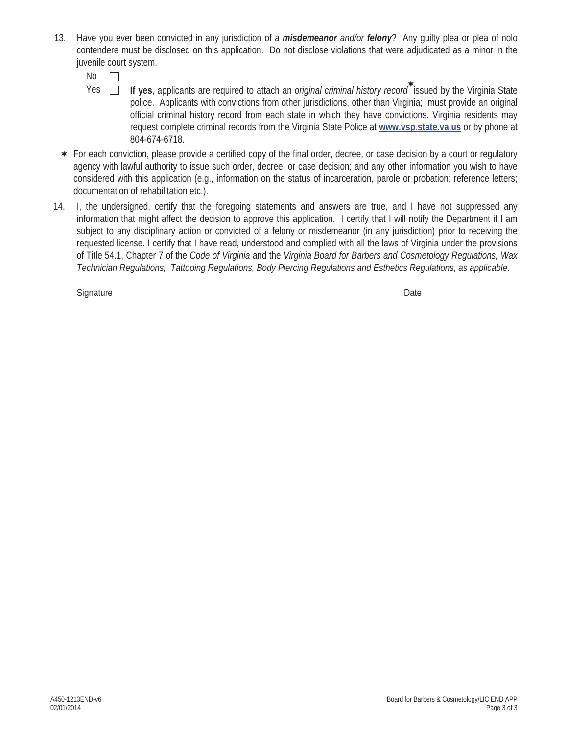13. Have you ever been convicted in any jurisdiction of a ***misdemeanor*** *and/or* ***felony***? Any guilty plea or plea of nolo contendere must be disclosed on this application. Do not disclose violations that were adjudicated as a minor in the juvenile court system.

    No ☐

    Yes ☐ **If yes**, applicants are required to attach an *original criminal history record*✶ issued by the Virginia State police. Applicants with convictions from other jurisdictions, other than Virginia; must provide an original official criminal history record from each state in which they have convictions. Virginia residents may request complete criminal records from the Virginia State Police at **www.vsp.state.va.us** or by phone at 804-674-6718.

✶ For each conviction, please provide a certified copy of the final order, decree, or case decision by a court or regulatory agency with lawful authority to issue such order, decree, or case decision; and any other information you wish to have considered with this application (e.g., information on the status of incarceration, parole or probation; reference letters; documentation of rehabilitation etc.).

14. I, the undersigned, certify that the foregoing statements and answers are true, and I have not suppressed any information that might affect the decision to approve this application. I certify that I will notify the Department if I am subject to any disciplinary action or convicted of a felony or misdemeanor (in any jurisdiction) prior to receiving the requested license. I certify that I have read, understood and complied with all the laws of Virginia under the provisions of Title 54.1, Chapter 7 of the *Code of Virginia* and the *Virginia Board for Barbers and Cosmetology Regulations, Wax Technician Regulations, Tattooing Regulations, Body Piercing Regulations and Esthetics Regulations, as applicable*.

Signature ______________________________ Date ______________

A450-1213END-v6
02/01/2014

Board for Barbers & Cosmetology/LIC END APP